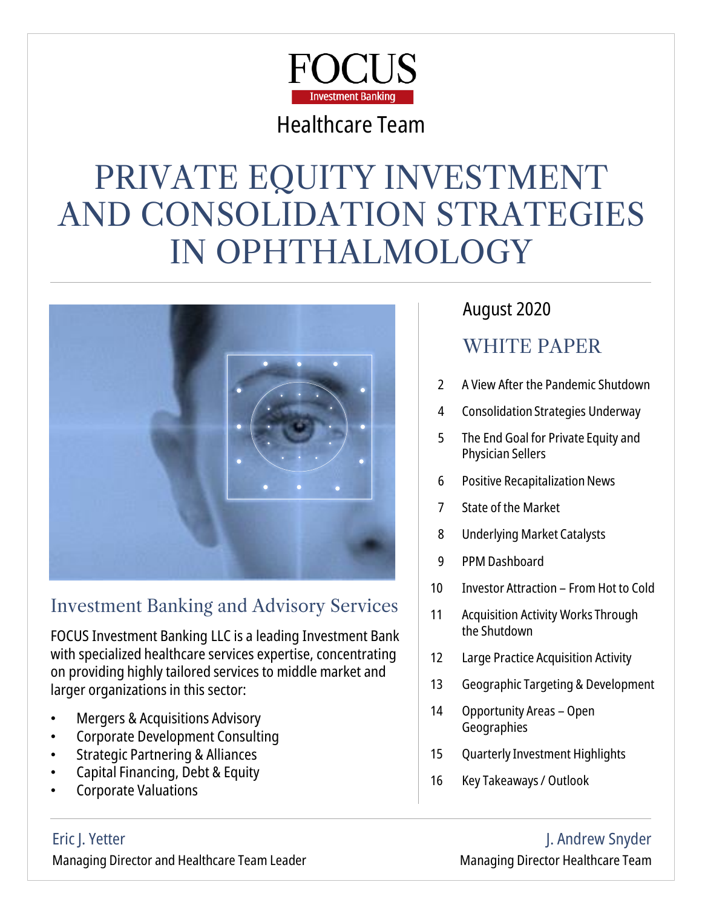# FOCUS

Investment Banking

Healthcare Team

# PRIVATE EQUITY INVESTMENT AND CONSOLIDATION STRATEGIES IN OPHTHALMOLOGY

August 2020

## WHITE PAPER

| | |
|---|---|
| 2 | A View After the Pandemic Shutdown |
| 4 | Consolidation Strategies Underway |
| 5 | The End Goal for Private Equity and Physician Sellers |
| 6 | Positive Recapitalization News |
| 7 | State of the Market |
| 8 | Underlying Market Catalysts |
| 9 | PPM Dashboard |
| 10 | Investor Attraction – From Hot to Cold |
| 11 | Acquisition Activity Works Through the Shutdown |
| 12 | Large Practice Acquisition Activity |
| 13 | Geographic Targeting & Development |
| 14 | Opportunity Areas – Open Geographies |
| 15 | Quarterly Investment Highlights |
| 16 | Key Takeaways / Outlook |

## Investment Banking and Advisory Services

FOCUS Investment Banking LLC is a leading Investment Bank with specialized healthcare services expertise, concentrating on providing highly tailored services to middle market and larger organizations in this sector:

- Mergers & Acquisitions Advisory
- Corporate Development Consulting
- Strategic Partnering & Alliances
- Capital Financing, Debt & Equity
- Corporate Valuations

Eric J. Yetter
Managing Director and Healthcare Team Leader

J. Andrew Snyder
Managing Director Healthcare Team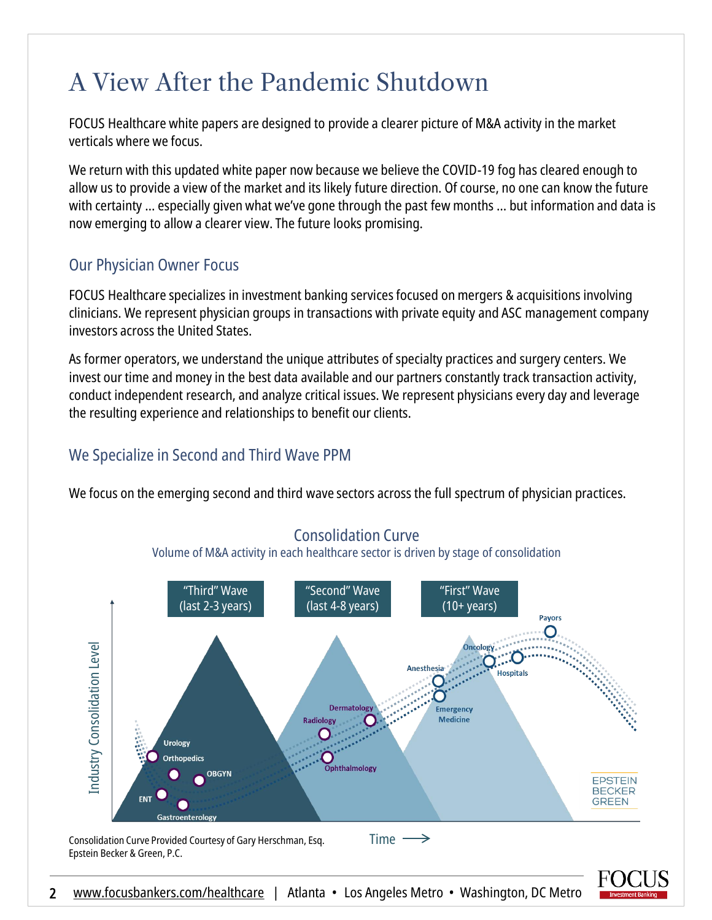# A View After the Pandemic Shutdown

FOCUS Healthcare white papers are designed to provide a clearer picture of M&A activity in the market verticals where we focus.

We return with this updated white paper now because we believe the COVID-19 fog has cleared enough to allow us to provide a view of the market and its likely future direction. Of course, no one can know the future with certainty … especially given what we've gone through the past few months … but information and data is now emerging to allow a clearer view. The future looks promising.

## Our Physician Owner Focus

FOCUS Healthcare specializes in investment banking services focused on mergers & acquisitions involving clinicians. We represent physician groups in transactions with private equity and ASC management company investors across the United States.

As former operators, we understand the unique attributes of specialty practices and surgery centers. We invest our time and money in the best data available and our partners constantly track transaction activity, conduct independent research, and analyze critical issues. We represent physicians every day and leverage the resulting experience and relationships to benefit our clients.

## We Specialize in Second and Third Wave PPM

We focus on the emerging second and third wave sectors across the full spectrum of physician practices.

**Consolidation Curve**

Volume of M&A activity in each healthcare sector is driven by stage of consolidation

"Third" Wave (last 2-3 years) | "Second" Wave (last 4-8 years) | "First" Wave (10+ years)

Industry Consolidation Level

Urology, Orthopedics, OBGYN, ENT, Gastroenterology, Radiology, Dermatology, Ophthalmology, Anesthesia, Emergency Medicine, Oncology, Hospitals, Payors

Time ⟶

EPSTEIN BECKER GREEN

Consolidation Curve Provided Courtesy of Gary Herschman, Esq.
Epstein Becker & Green, P.C.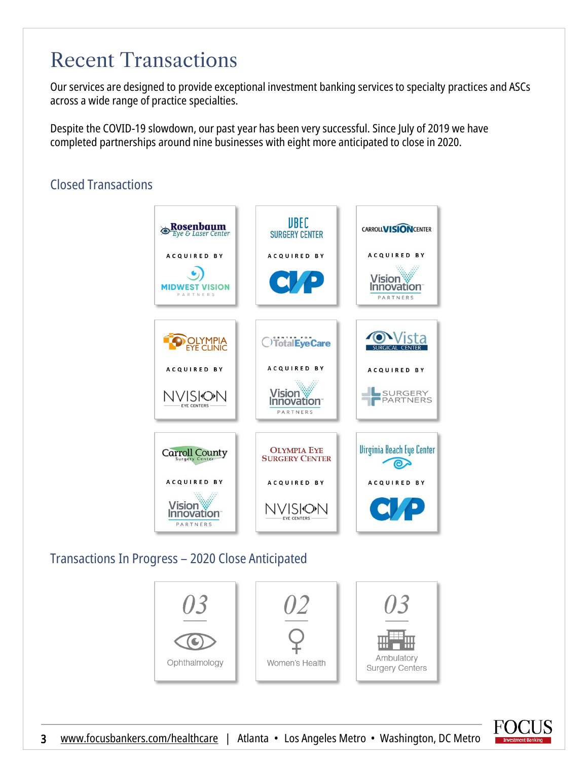# Recent Transactions

Our services are designed to provide exceptional investment banking services to specialty practices and ASCs across a wide range of practice specialties.

Despite the COVID-19 slowdown, our past year has been very successful. Since July of 2019 we have completed partnerships around nine businesses with eight more anticipated to close in 2020.

## Closed Transactions

| Company | | Acquirer |
|---|---|---|
| Rosenbaum Eye & Laser Center | ACQUIRED BY | Midwest Vision Partners |
| VBEC Surgery Center | ACQUIRED BY | CVP |
| Carroll Vision Center | ACQUIRED BY | Vision Innovation Partners |
| Olympia Eye Clinic | ACQUIRED BY | NVISION Eye Centers |
| Center for Total Eye Care | ACQUIRED BY | Vision Innovation Partners |
| Vista Surgical Center | ACQUIRED BY | Surgery Partners |
| Carroll County Surgery Center | ACQUIRED BY | Vision Innovation Partners |
| Olympia Eye Surgery Center | ACQUIRED BY | NVISION Eye Centers |
| Virginia Beach Eye Center | ACQUIRED BY | CVP |

## Transactions In Progress – 2020 Close Anticipated

| Count | Specialty |
|---|---|
| 03 | Ophthalmology |
| 02 | Women's Health |
| 03 | Ambulatory Surgery Centers |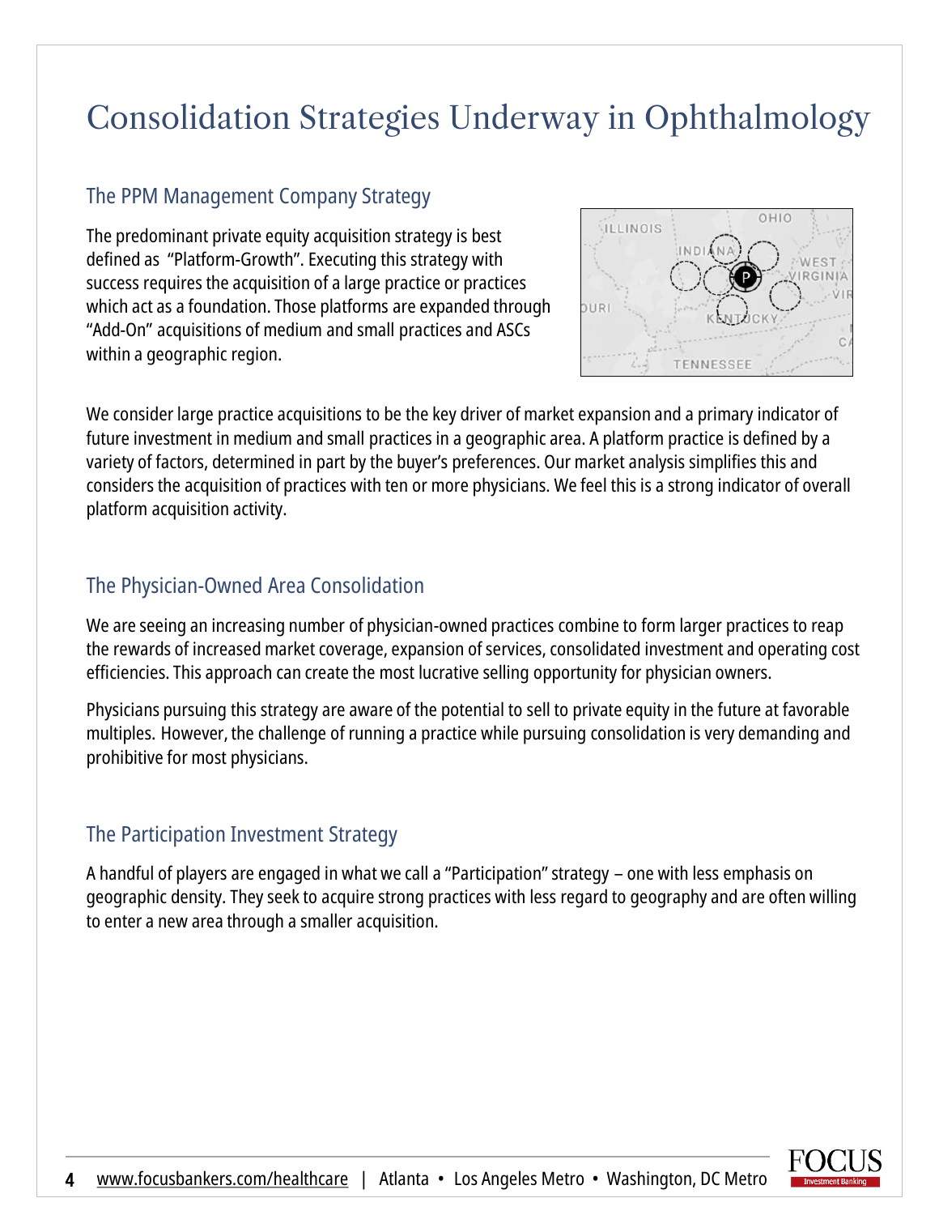# Consolidation Strategies Underway in Ophthalmology

## The PPM Management Company Strategy

The predominant private equity acquisition strategy is best defined as "Platform-Growth". Executing this strategy with success requires the acquisition of a large practice or practices which act as a foundation. Those platforms are expanded through "Add-On" acquisitions of medium and small practices and ASCs within a geographic region.

We consider large practice acquisitions to be the key driver of market expansion and a primary indicator of future investment in medium and small practices in a geographic area. A platform practice is defined by a variety of factors, determined in part by the buyer's preferences. Our market analysis simplifies this and considers the acquisition of practices with ten or more physicians. We feel this is a strong indicator of overall platform acquisition activity.

## The Physician-Owned Area Consolidation

We are seeing an increasing number of physician-owned practices combine to form larger practices to reap the rewards of increased market coverage, expansion of services, consolidated investment and operating cost efficiencies. This approach can create the most lucrative selling opportunity for physician owners.

Physicians pursuing this strategy are aware of the potential to sell to private equity in the future at favorable multiples. However, the challenge of running a practice while pursuing consolidation is very demanding and prohibitive for most physicians.

## The Participation Investment Strategy

A handful of players are engaged in what we call a "Participation" strategy – one with less emphasis on geographic density. They seek to acquire strong practices with less regard to geography and are often willing to enter a new area through a smaller acquisition.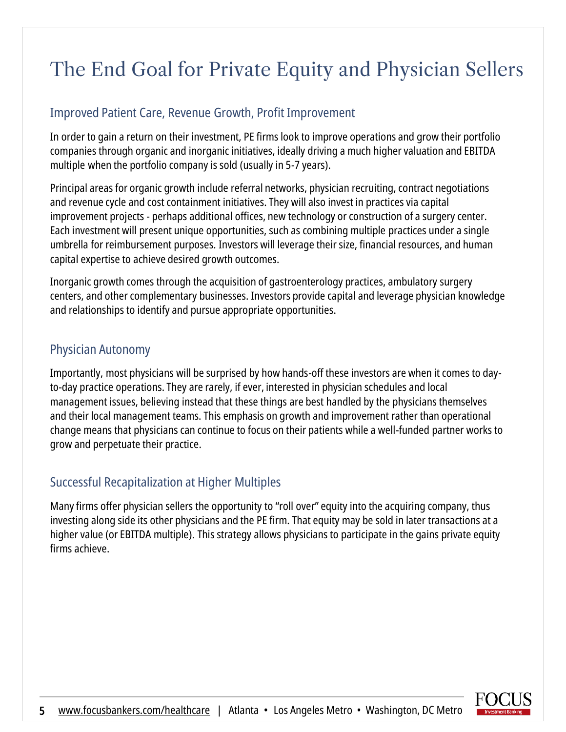# The End Goal for Private Equity and Physician Sellers

## Improved Patient Care, Revenue Growth, Profit Improvement

In order to gain a return on their investment, PE firms look to improve operations and grow their portfolio companies through organic and inorganic initiatives, ideally driving a much higher valuation and EBITDA multiple when the portfolio company is sold (usually in 5-7 years).

Principal areas for organic growth include referral networks, physician recruiting, contract negotiations and revenue cycle and cost containment initiatives. They will also invest in practices via capital improvement projects - perhaps additional offices, new technology or construction of a surgery center. Each investment will present unique opportunities, such as combining multiple practices under a single umbrella for reimbursement purposes. Investors will leverage their size, financial resources, and human capital expertise to achieve desired growth outcomes.

Inorganic growth comes through the acquisition of gastroenterology practices, ambulatory surgery centers, and other complementary businesses. Investors provide capital and leverage physician knowledge and relationships to identify and pursue appropriate opportunities.

## Physician Autonomy

Importantly, most physicians will be surprised by how hands-off these investors are when it comes to day-to-day practice operations. They are rarely, if ever, interested in physician schedules and local management issues, believing instead that these things are best handled by the physicians themselves and their local management teams. This emphasis on growth and improvement rather than operational change means that physicians can continue to focus on their patients while a well-funded partner works to grow and perpetuate their practice.

## Successful Recapitalization at Higher Multiples

Many firms offer physician sellers the opportunity to "roll over" equity into the acquiring company, thus investing along side its other physicians and the PE firm. That equity may be sold in later transactions at a higher value (or EBITDA multiple). This strategy allows physicians to participate in the gains private equity firms achieve.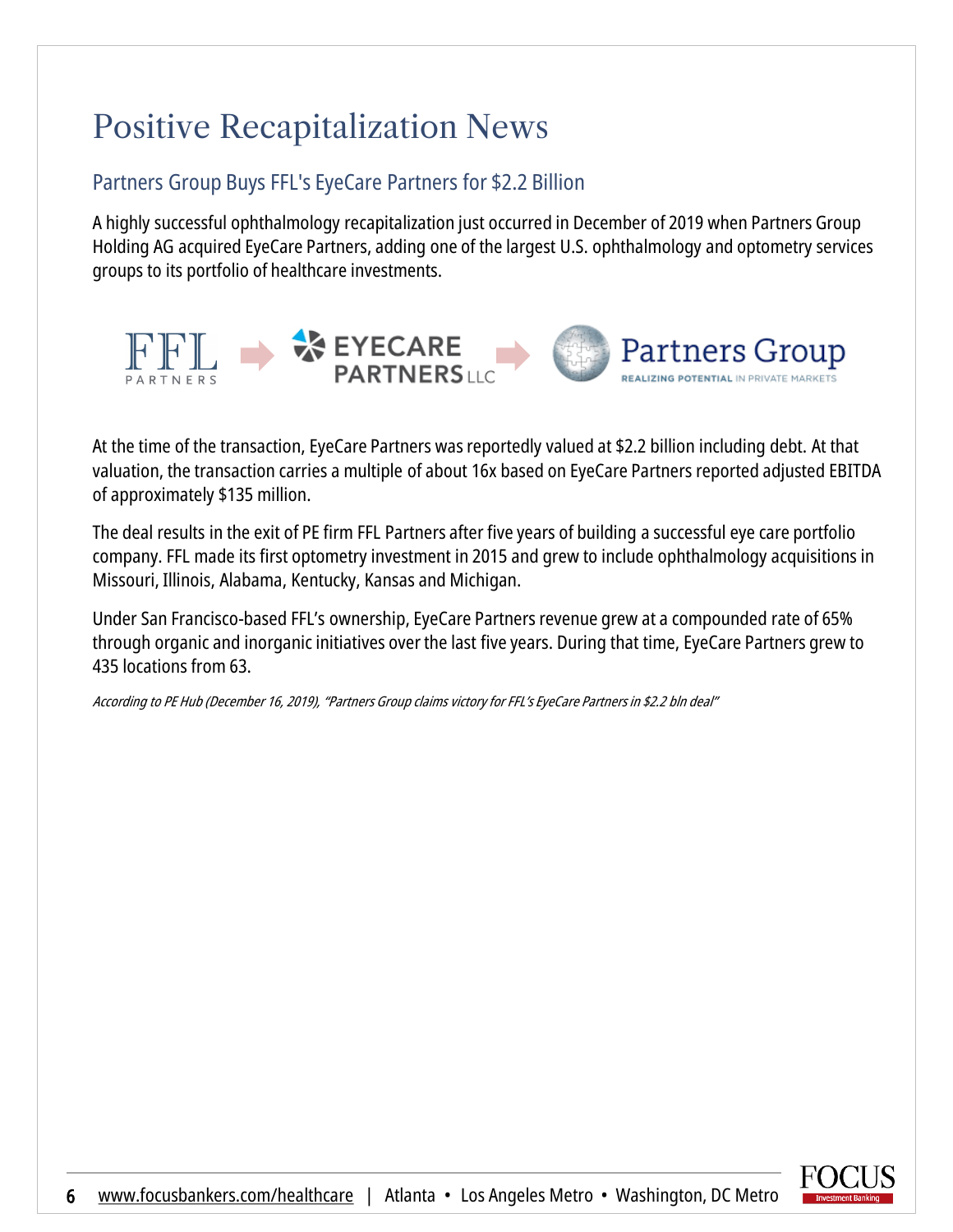# Positive Recapitalization News

## Partners Group Buys FFL's EyeCare Partners for $2.2 Billion

A highly successful ophthalmology recapitalization just occurred in December of 2019 when Partners Group Holding AG acquired EyeCare Partners, adding one of the largest U.S. ophthalmology and optometry services groups to its portfolio of healthcare investments.

At the time of the transaction, EyeCare Partners was reportedly valued at $2.2 billion including debt. At that valuation, the transaction carries a multiple of about 16x based on EyeCare Partners reported adjusted EBITDA of approximately $135 million.

The deal results in the exit of PE firm FFL Partners after five years of building a successful eye care portfolio company. FFL made its first optometry investment in 2015 and grew to include ophthalmology acquisitions in Missouri, Illinois, Alabama, Kentucky, Kansas and Michigan.

Under San Francisco-based FFL's ownership, EyeCare Partners revenue grew at a compounded rate of 65% through organic and inorganic initiatives over the last five years. During that time, EyeCare Partners grew to 435 locations from 63.

*According to PE Hub (December 16, 2019), "Partners Group claims victory for FFL's EyeCare Partners in $2.2 bln deal"*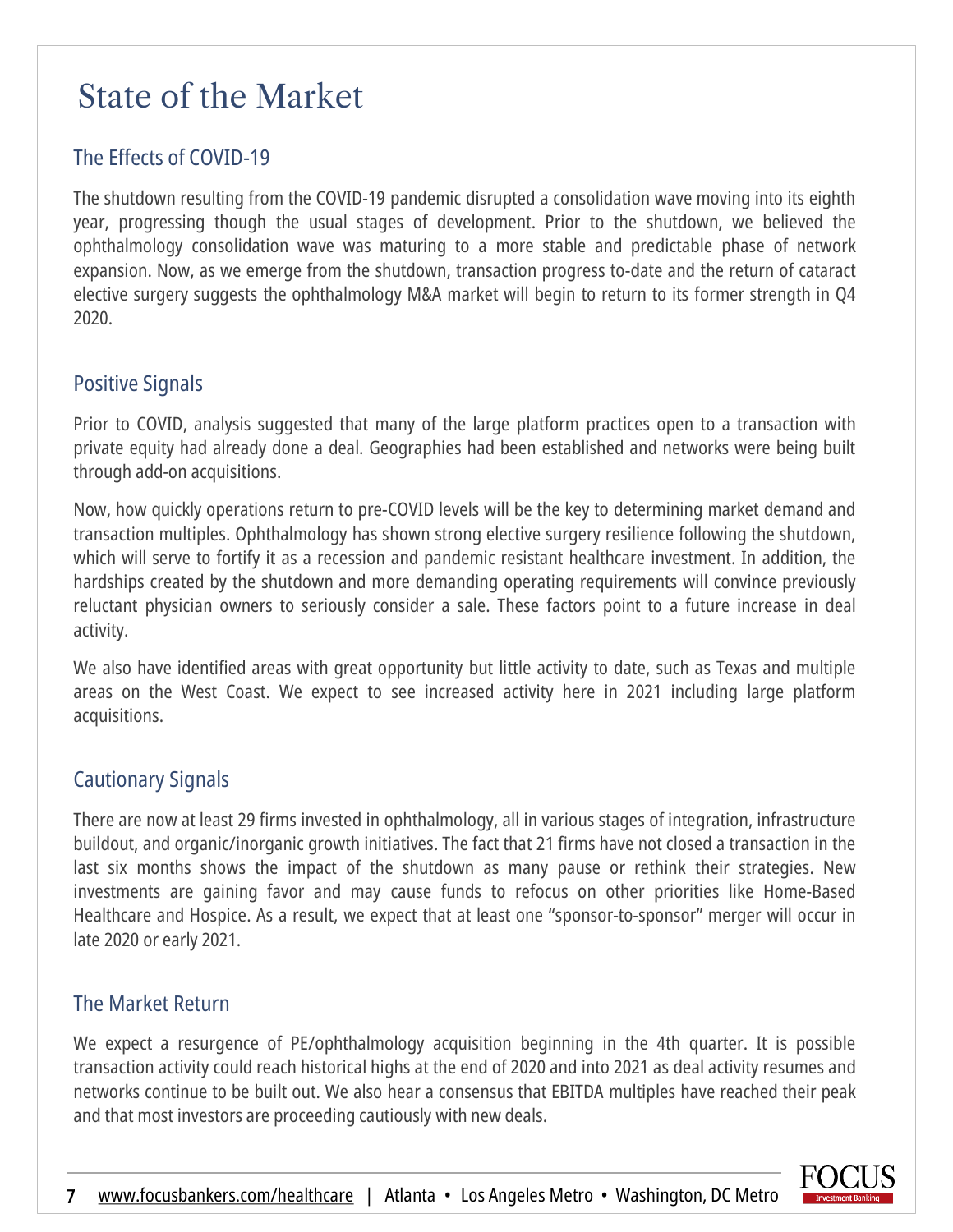# State of the Market

## The Effects of COVID-19

The shutdown resulting from the COVID-19 pandemic disrupted a consolidation wave moving into its eighth year, progressing though the usual stages of development. Prior to the shutdown, we believed the ophthalmology consolidation wave was maturing to a more stable and predictable phase of network expansion. Now, as we emerge from the shutdown, transaction progress to-date and the return of cataract elective surgery suggests the ophthalmology M&A market will begin to return to its former strength in Q4 2020.

## Positive Signals

Prior to COVID, analysis suggested that many of the large platform practices open to a transaction with private equity had already done a deal. Geographies had been established and networks were being built through add-on acquisitions.

Now, how quickly operations return to pre-COVID levels will be the key to determining market demand and transaction multiples. Ophthalmology has shown strong elective surgery resilience following the shutdown, which will serve to fortify it as a recession and pandemic resistant healthcare investment. In addition, the hardships created by the shutdown and more demanding operating requirements will convince previously reluctant physician owners to seriously consider a sale. These factors point to a future increase in deal activity.

We also have identified areas with great opportunity but little activity to date, such as Texas and multiple areas on the West Coast. We expect to see increased activity here in 2021 including large platform acquisitions.

## Cautionary Signals

There are now at least 29 firms invested in ophthalmology, all in various stages of integration, infrastructure buildout, and organic/inorganic growth initiatives. The fact that 21 firms have not closed a transaction in the last six months shows the impact of the shutdown as many pause or rethink their strategies. New investments are gaining favor and may cause funds to refocus on other priorities like Home-Based Healthcare and Hospice. As a result, we expect that at least one "sponsor-to-sponsor" merger will occur in late 2020 or early 2021.

## The Market Return

We expect a resurgence of PE/ophthalmology acquisition beginning in the 4th quarter. It is possible transaction activity could reach historical highs at the end of 2020 and into 2021 as deal activity resumes and networks continue to be built out. We also hear a consensus that EBITDA multiples have reached their peak and that most investors are proceeding cautiously with new deals.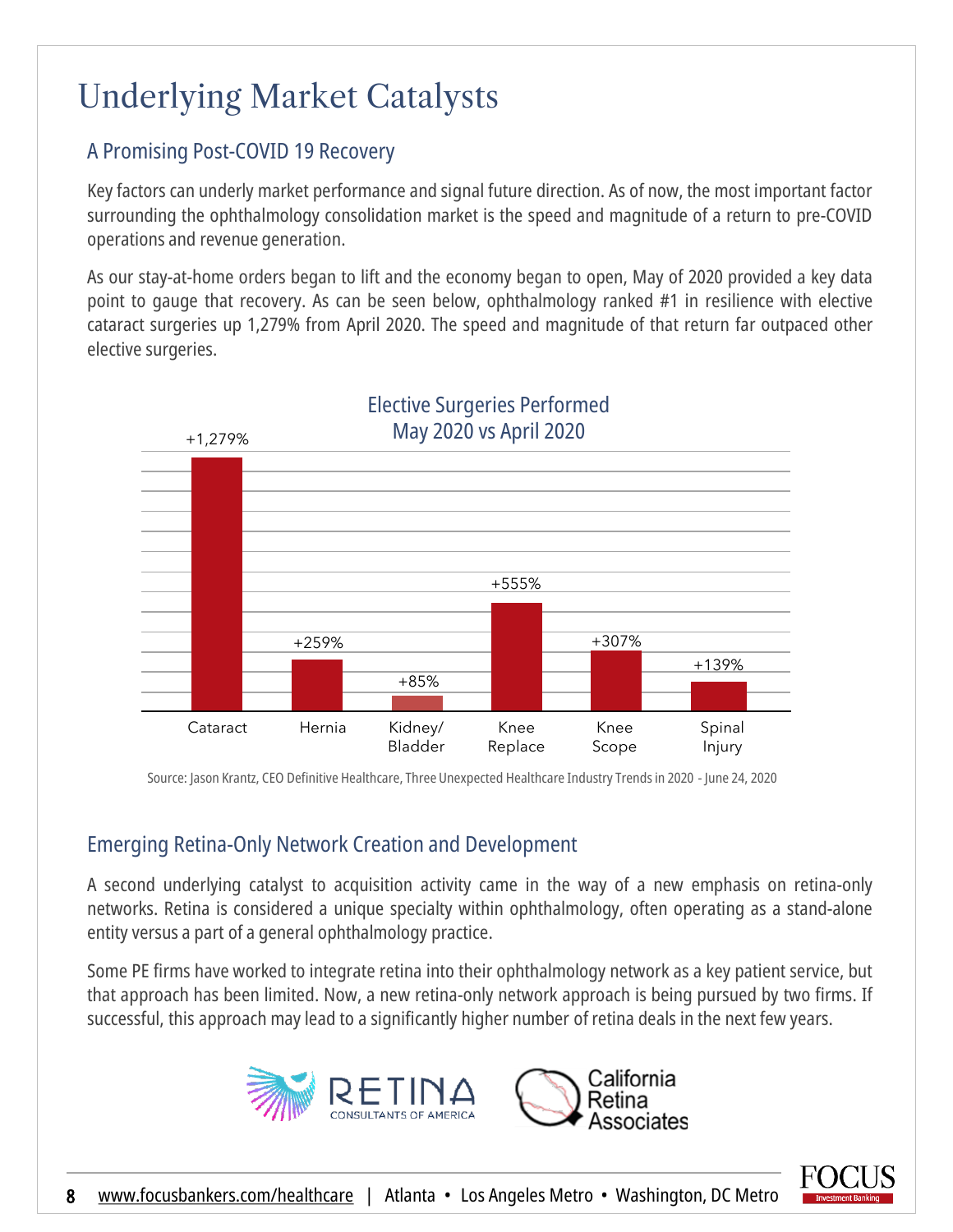# Underlying Market Catalysts

## A Promising Post-COVID 19 Recovery

Key factors can underly market performance and signal future direction. As of now, the most important factor surrounding the ophthalmology consolidation market is the speed and magnitude of a return to pre-COVID operations and revenue generation.

As our stay-at-home orders began to lift and the economy began to open, May of 2020 provided a key data point to gauge that recovery. As can be seen below, ophthalmology ranked #1 in resilience with elective cataract surgeries up 1,279% from April 2020. The speed and magnitude of that return far outpaced other elective surgeries.

**Elective Surgeries Performed May 2020 vs April 2020**

| Surgery | Change |
|---|---|
| Cataract | +1,279% |
| Hernia | +259% |
| Kidney/ Bladder | +85% |
| Knee Replace | +555% |
| Knee Scope | +307% |
| Spinal Injury | +139% |

Source: Jason Krantz, CEO Definitive Healthcare, Three Unexpected Healthcare Industry Trends in 2020 - June 24, 2020

## Emerging Retina-Only Network Creation and Development

A second underlying catalyst to acquisition activity came in the way of a new emphasis on retina-only networks. Retina is considered a unique specialty within ophthalmology, often operating as a stand-alone entity versus a part of a general ophthalmology practice.

Some PE firms have worked to integrate retina into their ophthalmology network as a key patient service, but that approach has been limited. Now, a new retina-only network approach is being pursued by two firms. If successful, this approach may lead to a significantly higher number of retina deals in the next few years.

RETINA CONSULTANTS OF AMERICA

California Retina Associates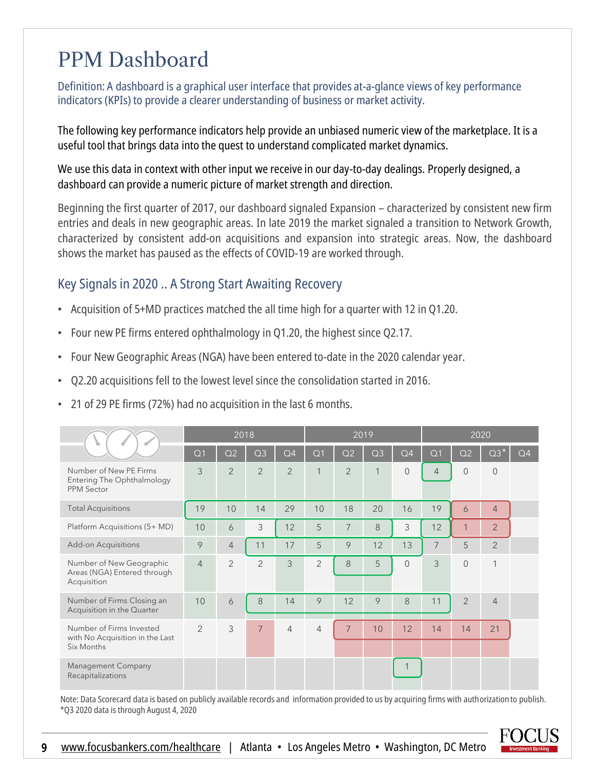# PPM Dashboard

Definition: A dashboard is a graphical user interface that provides at-a-glance views of key performance indicators (KPIs) to provide a clearer understanding of business or market activity.

The following key performance indicators help provide an unbiased numeric view of the marketplace. It is a useful tool that brings data into the quest to understand complicated market dynamics.

We use this data in context with other input we receive in our day-to-day dealings. Properly designed, a dashboard can provide a numeric picture of market strength and direction.

Beginning the first quarter of 2017, our dashboard signaled Expansion – characterized by consistent new firm entries and deals in new geographic areas. In late 2019 the market signaled a transition to Network Growth, characterized by consistent add-on acquisitions and expansion into strategic areas. Now, the dashboard shows the market has paused as the effects of COVID-19 are worked through.

## Key Signals in 2020 .. A Strong Start Awaiting Recovery

- Acquisition of 5+MD practices matched the all time high for a quarter with 12 in Q1.20.
- Four new PE firms entered ophthalmology in Q1.20, the highest since Q2.17.
- Four New Geographic Areas (NGA) have been entered to-date in the 2020 calendar year.
- Q2.20 acquisitions fell to the lowest level since the consolidation started in 2016.
- 21 of 29 PE firms (72%) had no acquisition in the last 6 months.

| | 2018 | | | | 2019 | | | | 2020 | | | |
|---|---|---|---|---|---|---|---|---|---|---|---|---|
| | Q1 | Q2 | Q3 | Q4 | Q1 | Q2 | Q3 | Q4 | Q1 | Q2 | Q3* | Q4 |
| Number of New PE Firms Entering The Ophthalmology PPM Sector | 3 | 2 | 2 | 2 | 1 | 2 | 1 | 0 | 4 | 0 | 0 | |
| Total Acquisitions | 19 | 10 | 14 | 29 | 10 | 18 | 20 | 16 | 19 | 6 | 4 | |
| Platform Acquisitions (5+ MD) | 10 | 6 | 3 | 12 | 5 | 7 | 8 | 3 | 12 | 1 | 2 | |
| Add-on Acquisitions | 9 | 4 | 11 | 17 | 5 | 9 | 12 | 13 | 7 | 5 | 2 | |
| Number of New Geographic Areas (NGA) Entered through Acquisition | 4 | 2 | 2 | 3 | 2 | 8 | 5 | 0 | 3 | 0 | 1 | |
| Number of Firms Closing an Acquisition in the Quarter | 10 | 6 | 8 | 14 | 9 | 12 | 9 | 8 | 11 | 2 | 4 | |
| Number of Firms Invested with No Acquisition in the Last Six Months | 2 | 3 | 7 | 4 | 4 | 7 | 10 | 12 | 14 | 14 | 21 | |
| Management Company Recapitalizations | | | | | | | | 1 | | | | |

Note: Data Scorecard data is based on publicly available records and information provided to us by acquiring firms with authorization to publish.
*Q3 2020 data is through August 4, 2020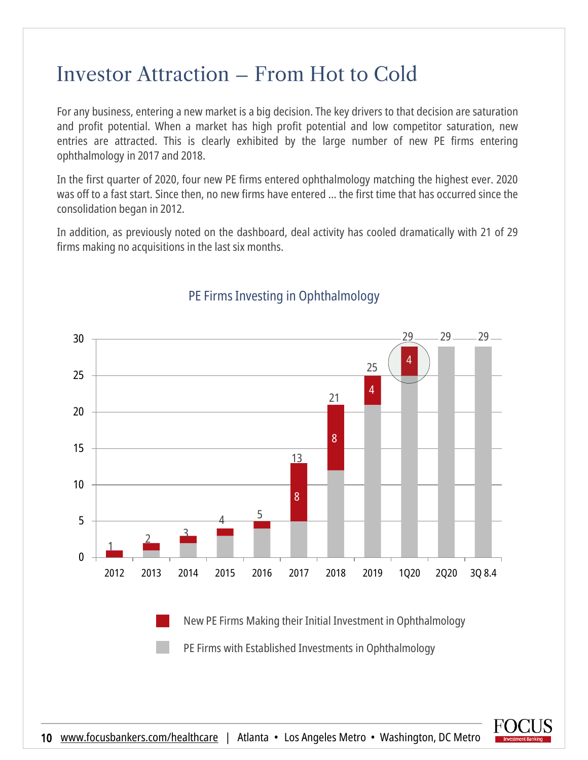# Investor Attraction – From Hot to Cold

For any business, entering a new market is a big decision. The key drivers to that decision are saturation and profit potential. When a market has high profit potential and low competitor saturation, new entries are attracted. This is clearly exhibited by the large number of new PE firms entering ophthalmology in 2017 and 2018.

In the first quarter of 2020, four new PE firms entered ophthalmology matching the highest ever. 2020 was off to a fast start. Since then, no new firms have entered … the first time that has occurred since the consolidation began in 2012.

In addition, as previously noted on the dashboard, deal activity has cooled dramatically with 21 of 29 firms making no acquisitions in the last six months.

## PE Firms Investing in Ophthalmology

| Period | PE Firms with Established Investments in Ophthalmology | New PE Firms Making their Initial Investment in Ophthalmology | Total |
|---|---|---|---|
| 2012 | | | 1 |
| 2013 | | | 2 |
| 2014 | | | 3 |
| 2015 | | | 4 |
| 2016 | | | 5 |
| 2017 | | 8 | 13 |
| 2018 | | 8 | 21 |
| 2019 | | 4 | 25 |
| 1Q20 | | 4 | 29 |
| 2Q20 | | | 29 |
| 3Q 8.4 | | | 29 |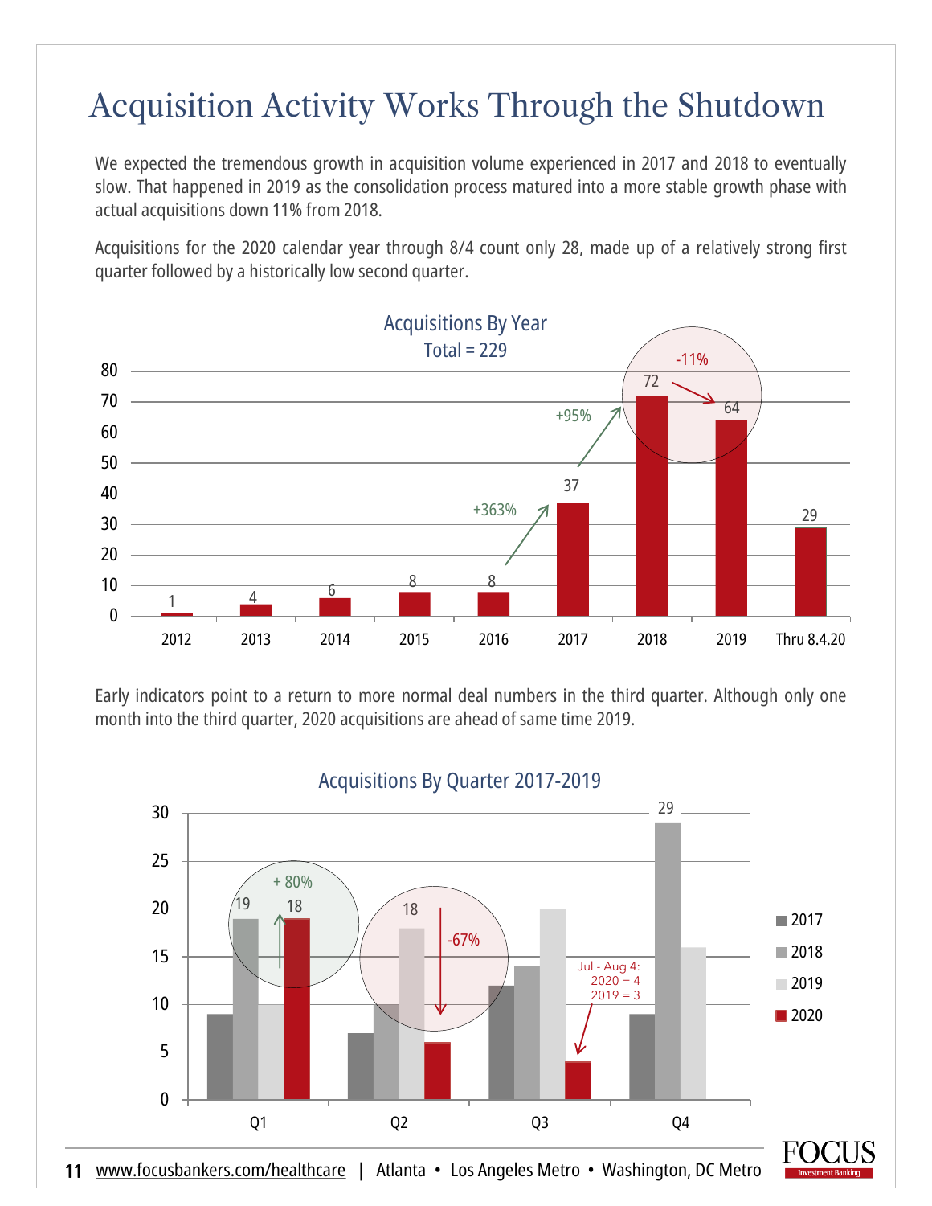# Acquisition Activity Works Through the Shutdown

We expected the tremendous growth in acquisition volume experienced in 2017 and 2018 to eventually slow. That happened in 2019 as the consolidation process matured into a more stable growth phase with actual acquisitions down 11% from 2018.

Acquisitions for the 2020 calendar year through 8/4 count only 28, made up of a relatively strong first quarter followed by a historically low second quarter.

**Acquisitions By Year**
Total = 229

| Year | Acquisitions |
|---|---|
| 2012 | 1 |
| 2013 | 4 |
| 2014 | 6 |
| 2015 | 8 |
| 2016 | 8 |
| 2017 | 37 |
| 2018 | 72 |
| 2019 | 64 |
| Thru 8.4.20 | 29 |

+363% (2016 to 2017); +95% (2017 to 2018); -11% (2018 to 2019)

Early indicators point to a return to more normal deal numbers in the third quarter. Although only one month into the third quarter, 2020 acquisitions are ahead of same time 2019.

**Acquisitions By Quarter 2017-2019**

| Quarter | 2017 | 2018 | 2019 | 2020 |
|---|---|---|---|---|
| Q1 | 9 | 19 | 10 | 18 |
| Q2 | 7 | 10 | 18 | 6 |
| Q3 | 12 | 14 | 20 | 4 |
| Q4 | 9 | 29 | 16 | |

Q1: + 80%; Q2: -67%

Jul - Aug 4:
2020 = 4
2019 = 3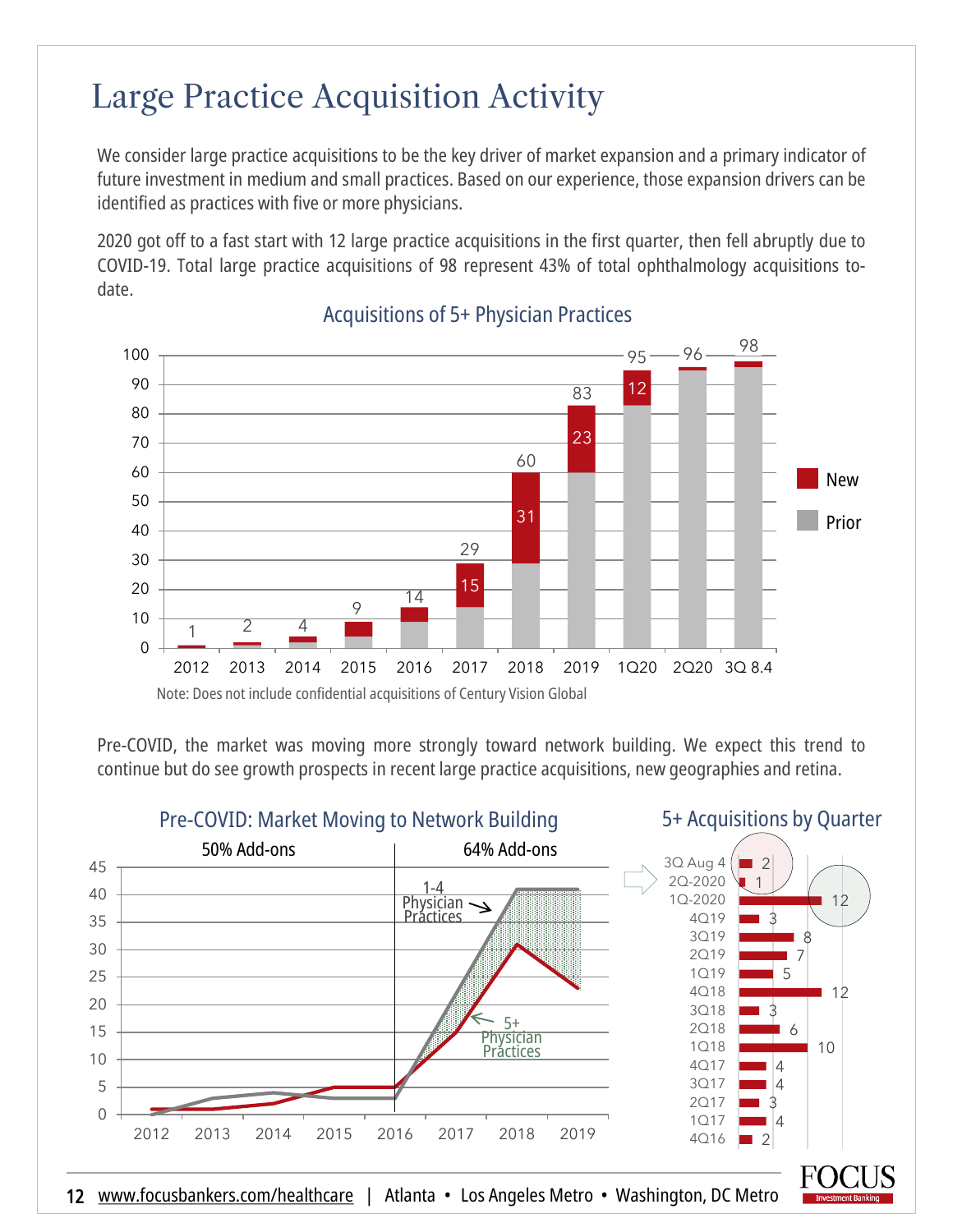# Large Practice Acquisition Activity

We consider large practice acquisitions to be the key driver of market expansion and a primary indicator of future investment in medium and small practices. Based on our experience, those expansion drivers can be identified as practices with five or more physicians.

2020 got off to a fast start with 12 large practice acquisitions in the first quarter, then fell abruptly due to COVID-19. Total large practice acquisitions of 98 represent 43% of total ophthalmology acquisitions to-date.

## Acquisitions of 5+ Physician Practices

| Period | Prior | New | Total |
|---|---|---|---|
| 2012 | | | 1 |
| 2013 | | | 2 |
| 2014 | | | 4 |
| 2015 | | | 9 |
| 2016 | | | 14 |
| 2017 | | 15 | 29 |
| 2018 | | 31 | 60 |
| 2019 | | 23 | 83 |
| 1Q20 | | 12 | 95 |
| 2Q20 | | | 96 |
| 3Q 8.4 | | | 98 |

Note: Does not include confidential acquisitions of Century Vision Global

Pre-COVID, the market was moving more strongly toward network building. We expect this trend to continue but do see growth prospects in recent large practice acquisitions, new geographies and retina.

## Pre-COVID: Market Moving to Network Building

50% Add-ons | 64% Add-ons

Series: 1-4 Physician Practices; 5+ Physician Practices (2012–2019)

## 5+ Acquisitions by Quarter

| Quarter | Acquisitions |
|---|---|
| 3Q Aug 4 | 2 |
| 2Q-2020 | 1 |
| 1Q-2020 | 12 |
| 4Q19 | 3 |
| 3Q19 | 8 |
| 2Q19 | 7 |
| 1Q19 | 5 |
| 4Q18 | 12 |
| 3Q18 | 3 |
| 2Q18 | 6 |
| 1Q18 | 10 |
| 4Q17 | 4 |
| 3Q17 | 4 |
| 2Q17 | 3 |
| 1Q17 | 4 |
| 4Q16 | 2 |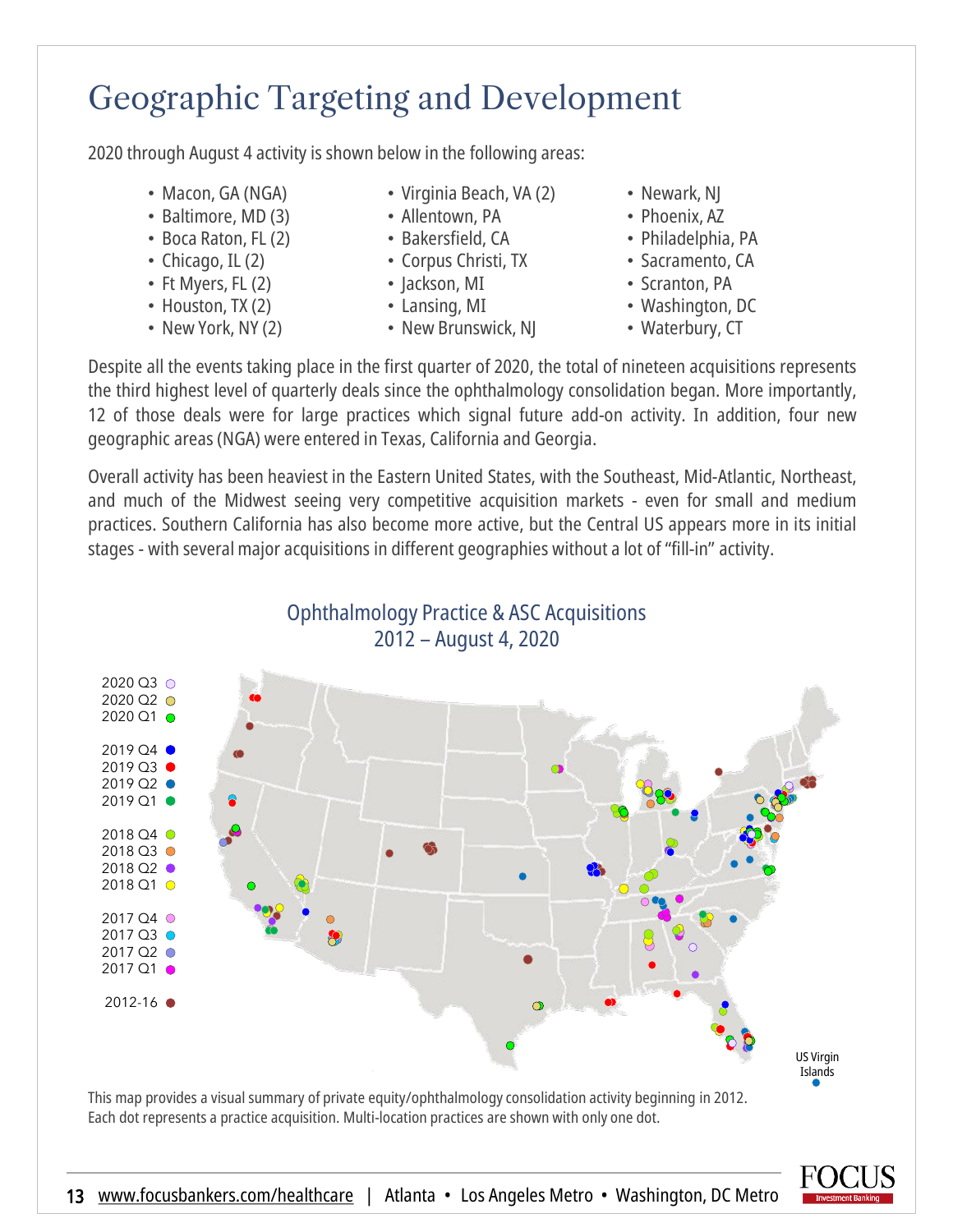# Geographic Targeting and Development

2020 through August 4 activity is shown below in the following areas:

- Macon, GA (NGA)
- Baltimore, MD (3)
- Boca Raton, FL (2)
- Chicago, IL (2)
- Ft Myers, FL (2)
- Houston, TX (2)
- New York, NY (2)
- Virginia Beach, VA (2)
- Allentown, PA
- Bakersfield, CA
- Corpus Christi, TX
- Jackson, MI
- Lansing, MI
- New Brunswick, NJ
- Newark, NJ
- Phoenix, AZ
- Philadelphia, PA
- Sacramento, CA
- Scranton, PA
- Washington, DC
- Waterbury, CT

Despite all the events taking place in the first quarter of 2020, the total of nineteen acquisitions represents the third highest level of quarterly deals since the ophthalmology consolidation began. More importantly, 12 of those deals were for large practices which signal future add-on activity. In addition, four new geographic areas (NGA) were entered in Texas, California and Georgia.

Overall activity has been heaviest in the Eastern United States, with the Southeast, Mid-Atlantic, Northeast, and much of the Midwest seeing very competitive acquisition markets - even for small and medium practices. Southern California has also become more active, but the Central US appears more in its initial stages - with several major acquisitions in different geographies without a lot of "fill-in" activity.

## Ophthalmology Practice & ASC Acquisitions 2012 – August 4, 2020

2020 Q3
2020 Q2
2020 Q1
2019 Q4
2019 Q3
2019 Q2
2019 Q1
2018 Q4
2018 Q3
2018 Q2
2018 Q1
2017 Q4
2017 Q3
2017 Q2
2017 Q1
2012-16

US Virgin Islands

This map provides a visual summary of private equity/ophthalmology consolidation activity beginning in 2012. Each dot represents a practice acquisition. Multi-location practices are shown with only one dot.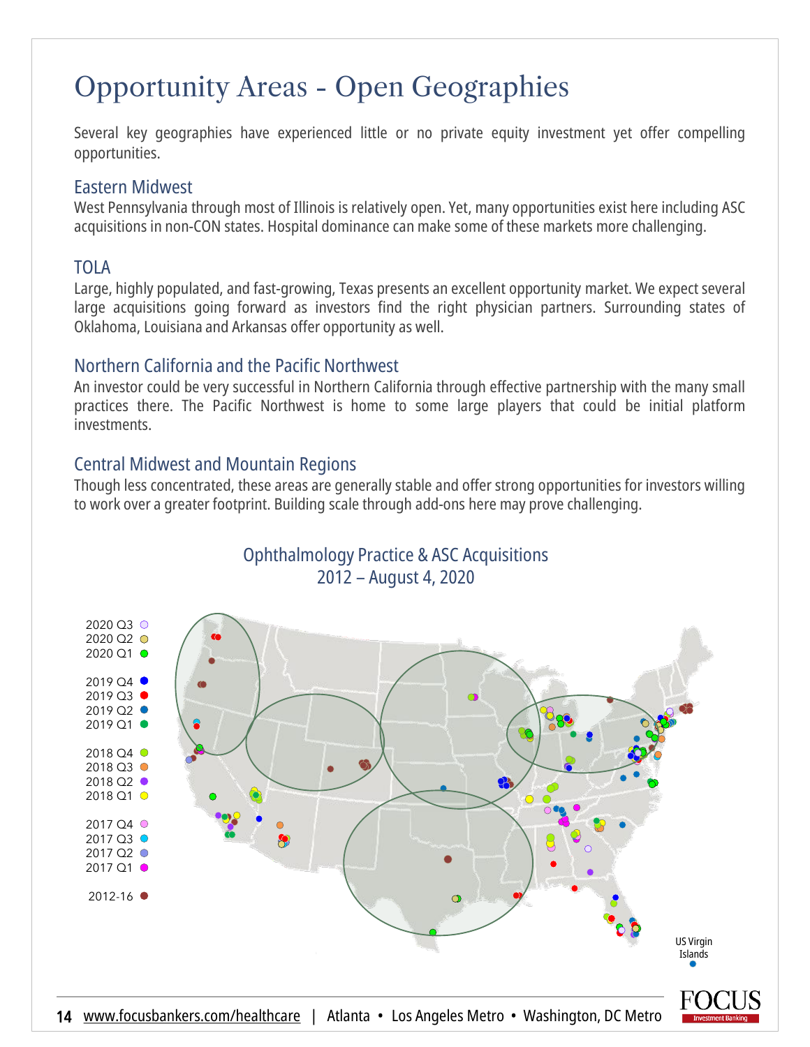# Opportunity Areas - Open Geographies

Several key geographies have experienced little or no private equity investment yet offer compelling opportunities.

## Eastern Midwest

West Pennsylvania through most of Illinois is relatively open. Yet, many opportunities exist here including ASC acquisitions in non-CON states. Hospital dominance can make some of these markets more challenging.

## TOLA

Large, highly populated, and fast-growing, Texas presents an excellent opportunity market. We expect several large acquisitions going forward as investors find the right physician partners. Surrounding states of Oklahoma, Louisiana and Arkansas offer opportunity as well.

## Northern California and the Pacific Northwest

An investor could be very successful in Northern California through effective partnership with the many small practices there. The Pacific Northwest is home to some large players that could be initial platform investments.

## Central Midwest and Mountain Regions

Though less concentrated, these areas are generally stable and offer strong opportunities for investors willing to work over a greater footprint. Building scale through add-ons here may prove challenging.

Ophthalmology Practice & ASC Acquisitions
2012 – August 4, 2020

2020 Q3, 2020 Q2, 2020 Q1, 2019 Q4, 2019 Q3, 2019 Q2, 2019 Q1, 2018 Q4, 2018 Q3, 2018 Q2, 2018 Q1, 2017 Q4, 2017 Q3, 2017 Q2, 2017 Q1, 2012-16

US Virgin Islands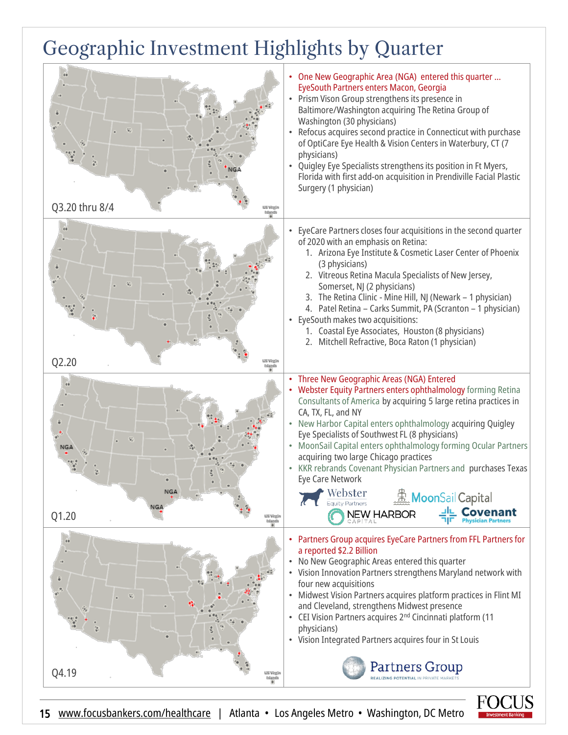# Geographic Investment Highlights by Quarter

## Q3.20 thru 8/4

- One New Geographic Area (NGA) entered this quarter … EyeSouth Partners enters Macon, Georgia
- Prism Vison Group strengthens its presence in Baltimore/Washington acquiring The Retina Group of Washington (30 physicians)
- Refocus acquires second practice in Connecticut with purchase of OptiCare Eye Health & Vision Centers in Waterbury, CT (7 physicians)
- Quigley Eye Specialists strengthens its position in Ft Myers, Florida with first add-on acquisition in Prendiville Facial Plastic Surgery (1 physician)

## Q2.20

- EyeCare Partners closes four acquisitions in the second quarter of 2020 with an emphasis on Retina:
  1. Arizona Eye Institute & Cosmetic Laser Center of Phoenix (3 physicians)
  2. Vitreous Retina Macula Specialists of New Jersey, Somerset, NJ (2 physicians)
  3. The Retina Clinic - Mine Hill, NJ (Newark – 1 physician)
  4. Patel Retina – Carks Summit, PA (Scranton – 1 physician)
- EyeSouth makes two acquisitions:
  1. Coastal Eye Associates, Houston (8 physicians)
  2. Mitchell Refractive, Boca Raton (1 physician)

## Q1.20

- Three New Geographic Areas (NGA) Entered
- Webster Equity Partners enters ophthalmology forming Retina Consultants of America by acquiring 5 large retina practices in CA, TX, FL, and NY
- New Harbor Capital enters ophthalmology acquiring Quigley Eye Specialists of Southwest FL (8 physicians)
- MoonSail Capital enters ophthalmology forming Ocular Partners acquiring two large Chicago practices
- KKR rebrands Covenant Physician Partners and purchases Texas Eye Care Network

## Q4.19

- Partners Group acquires EyeCare Partners from FFL Partners for a reported $2.2 Billion
- No New Geographic Areas entered this quarter
- Vision Innovation Partners strengthens Maryland network with four new acquisitions
- Midwest Vision Partners acquires platform practices in Flint MI and Cleveland, strengthens Midwest presence
- CEI Vision Partners acquires 2nd Cincinnati platform (11 physicians)
- Vision Integrated Partners acquires four in St Louis

www.focusbankers.com/healthcare | Atlanta • Los Angeles Metro • Washington, DC Metro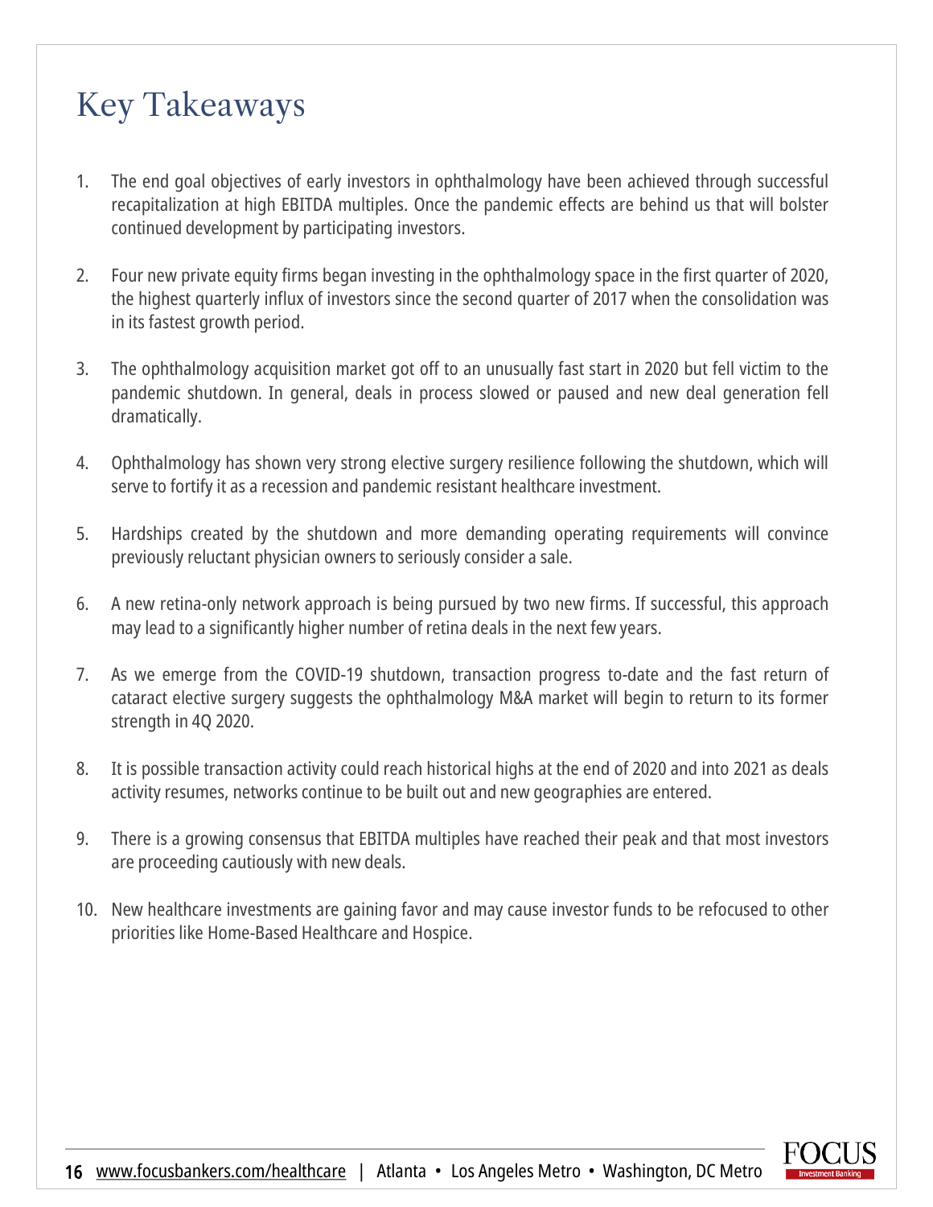# Key Takeaways

1. The end goal objectives of early investors in ophthalmology have been achieved through successful recapitalization at high EBITDA multiples. Once the pandemic effects are behind us that will bolster continued development by participating investors.
2. Four new private equity firms began investing in the ophthalmology space in the first quarter of 2020, the highest quarterly influx of investors since the second quarter of 2017 when the consolidation was in its fastest growth period.
3. The ophthalmology acquisition market got off to an unusually fast start in 2020 but fell victim to the pandemic shutdown. In general, deals in process slowed or paused and new deal generation fell dramatically.
4. Ophthalmology has shown very strong elective surgery resilience following the shutdown, which will serve to fortify it as a recession and pandemic resistant healthcare investment.
5. Hardships created by the shutdown and more demanding operating requirements will convince previously reluctant physician owners to seriously consider a sale.
6. A new retina-only network approach is being pursued by two new firms. If successful, this approach may lead to a significantly higher number of retina deals in the next few years.
7. As we emerge from the COVID-19 shutdown, transaction progress to-date and the fast return of cataract elective surgery suggests the ophthalmology M&A market will begin to return to its former strength in 4Q 2020.
8. It is possible transaction activity could reach historical highs at the end of 2020 and into 2021 as deals activity resumes, networks continue to be built out and new geographies are entered.
9. There is a growing consensus that EBITDA multiples have reached their peak and that most investors are proceeding cautiously with new deals.
10. New healthcare investments are gaining favor and may cause investor funds to be refocused to other priorities like Home-Based Healthcare and Hospice.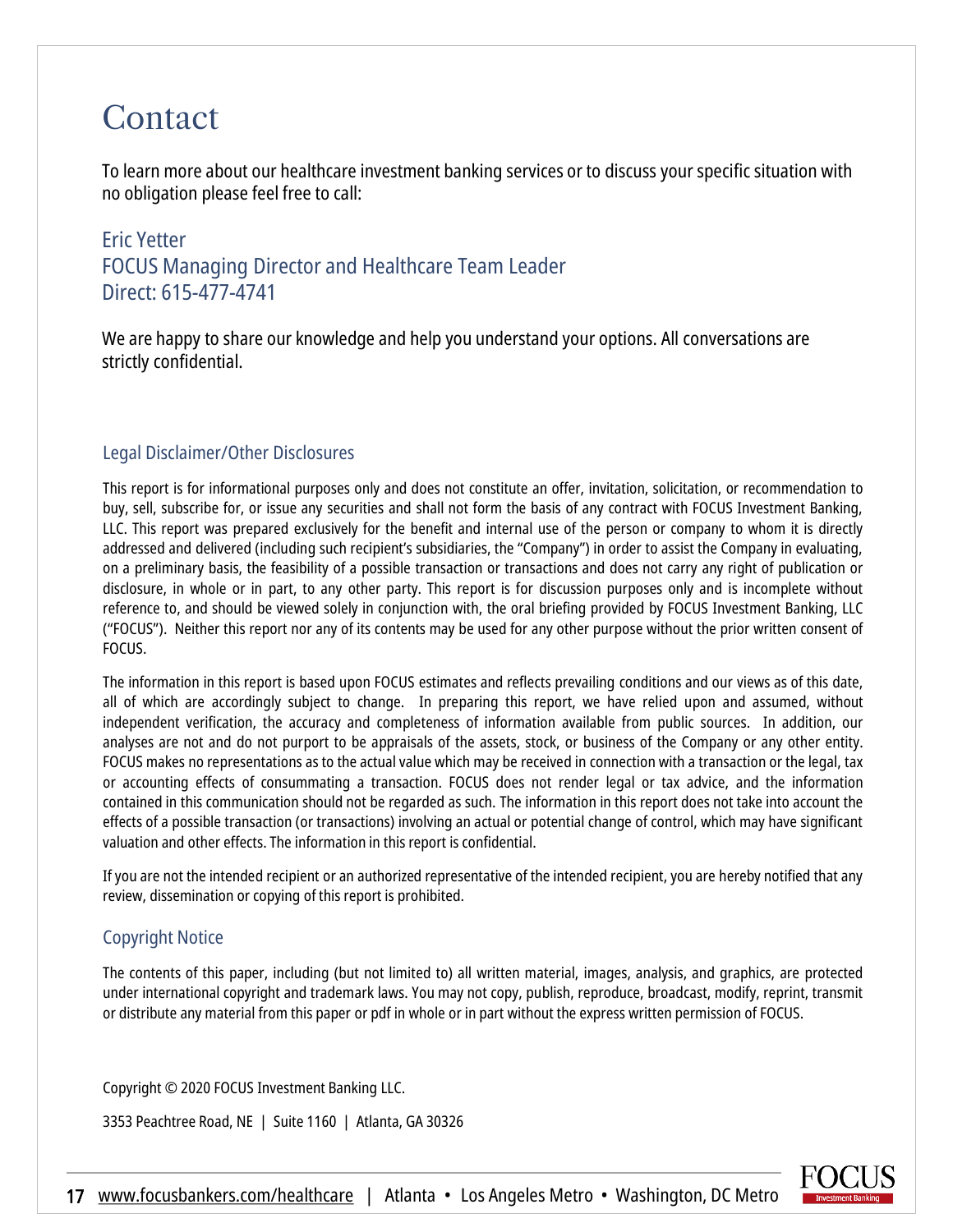# Contact

To learn more about our healthcare investment banking services or to discuss your specific situation with no obligation please feel free to call:

Eric Yetter
FOCUS Managing Director and Healthcare Team Leader
Direct: 615-477-4741

We are happy to share our knowledge and help you understand your options. All conversations are strictly confidential.

## Legal Disclaimer/Other Disclosures

This report is for informational purposes only and does not constitute an offer, invitation, solicitation, or recommendation to buy, sell, subscribe for, or issue any securities and shall not form the basis of any contract with FOCUS Investment Banking, LLC. This report was prepared exclusively for the benefit and internal use of the person or company to whom it is directly addressed and delivered (including such recipient's subsidiaries, the "Company") in order to assist the Company in evaluating, on a preliminary basis, the feasibility of a possible transaction or transactions and does not carry any right of publication or disclosure, in whole or in part, to any other party. This report is for discussion purposes only and is incomplete without reference to, and should be viewed solely in conjunction with, the oral briefing provided by FOCUS Investment Banking, LLC ("FOCUS"). Neither this report nor any of its contents may be used for any other purpose without the prior written consent of FOCUS.

The information in this report is based upon FOCUS estimates and reflects prevailing conditions and our views as of this date, all of which are accordingly subject to change. In preparing this report, we have relied upon and assumed, without independent verification, the accuracy and completeness of information available from public sources. In addition, our analyses are not and do not purport to be appraisals of the assets, stock, or business of the Company or any other entity. FOCUS makes no representations as to the actual value which may be received in connection with a transaction or the legal, tax or accounting effects of consummating a transaction. FOCUS does not render legal or tax advice, and the information contained in this communication should not be regarded as such. The information in this report does not take into account the effects of a possible transaction (or transactions) involving an actual or potential change of control, which may have significant valuation and other effects. The information in this report is confidential.

If you are not the intended recipient or an authorized representative of the intended recipient, you are hereby notified that any review, dissemination or copying of this report is prohibited.

## Copyright Notice

The contents of this paper, including (but not limited to) all written material, images, analysis, and graphics, are protected under international copyright and trademark laws. You may not copy, publish, reproduce, broadcast, modify, reprint, transmit or distribute any material from this paper or pdf in whole or in part without the express written permission of FOCUS.

Copyright © 2020 FOCUS Investment Banking LLC.

3353 Peachtree Road, NE | Suite 1160 | Atlanta, GA 30326